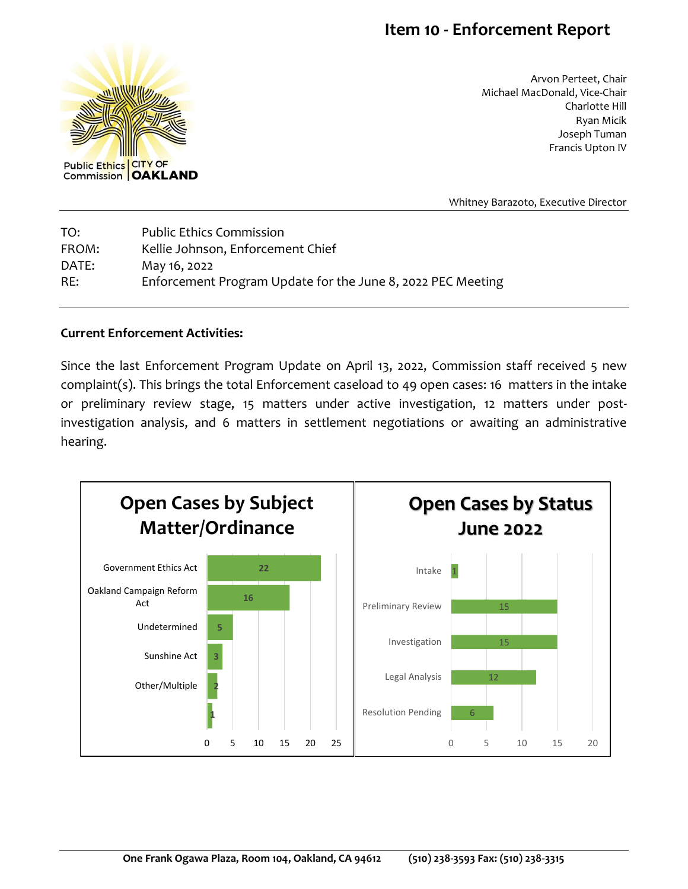# Item 10 - Enforcement Report

Public Ethics Commission | CITY OF OAKLAND

Arvon Perteet, Chair
Michael MacDonald, Vice-Chair
Charlotte Hill
Ryan Micik
Joseph Tuman
Francis Upton IV

Whitney Barazoto, Executive Director

| | |
|---|---|
| TO: | Public Ethics Commission |
| FROM: | Kellie Johnson, Enforcement Chief |
| DATE: | May 16, 2022 |
| RE: | Enforcement Program Update for the June 8, 2022 PEC Meeting |

**Current Enforcement Activities:**

Since the last Enforcement Program Update on April 13, 2022, Commission staff received 5 new complaint(s). This brings the total Enforcement caseload to 49 open cases: 16 matters in the intake or preliminary review stage, 15 matters under active investigation, 12 matters under post-investigation analysis, and 6 matters in settlement negotiations or awaiting an administrative hearing.

**Open Cases by Subject Matter/Ordinance**

| Subject Matter/Ordinance | Open Cases |
|---|---|
| Government Ethics Act | 22 |
| Oakland Campaign Reform Act | 16 |
| Undetermined | 5 |
| Sunshine Act | 3 |
| Other/Multiple | 2 |
| | 1 |

**Open Cases by Status June 2022**

| Status | Open Cases |
|---|---|
| Intake | 1 |
| Preliminary Review | 15 |
| Investigation | 15 |
| Legal Analysis | 12 |
| Resolution Pending | 6 |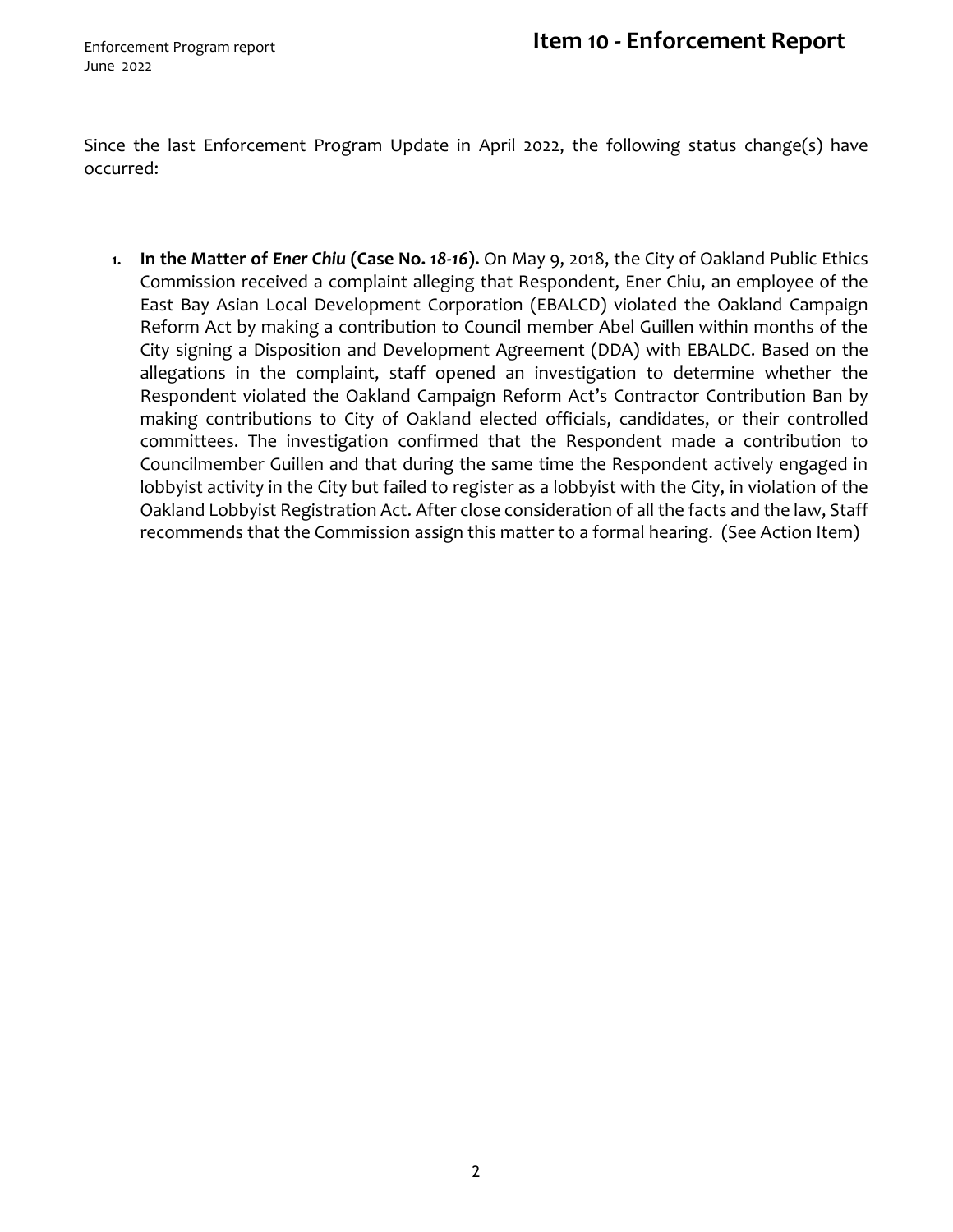# Item 10 - Enforcement Report

Since the last Enforcement Program Update in April 2022, the following status change(s) have occurred:

1. **In the Matter of *Ener Chiu* (Case No. *18-16*).** On May 9, 2018, the City of Oakland Public Ethics Commission received a complaint alleging that Respondent, Ener Chiu, an employee of the East Bay Asian Local Development Corporation (EBALCD) violated the Oakland Campaign Reform Act by making a contribution to Council member Abel Guillen within months of the City signing a Disposition and Development Agreement (DDA) with EBALDC. Based on the allegations in the complaint, staff opened an investigation to determine whether the Respondent violated the Oakland Campaign Reform Act's Contractor Contribution Ban by making contributions to City of Oakland elected officials, candidates, or their controlled committees. The investigation confirmed that the Respondent made a contribution to Councilmember Guillen and that during the same time the Respondent actively engaged in lobbyist activity in the City but failed to register as a lobbyist with the City, in violation of the Oakland Lobbyist Registration Act. After close consideration of all the facts and the law, Staff recommends that the Commission assign this matter to a formal hearing. (See Action Item)